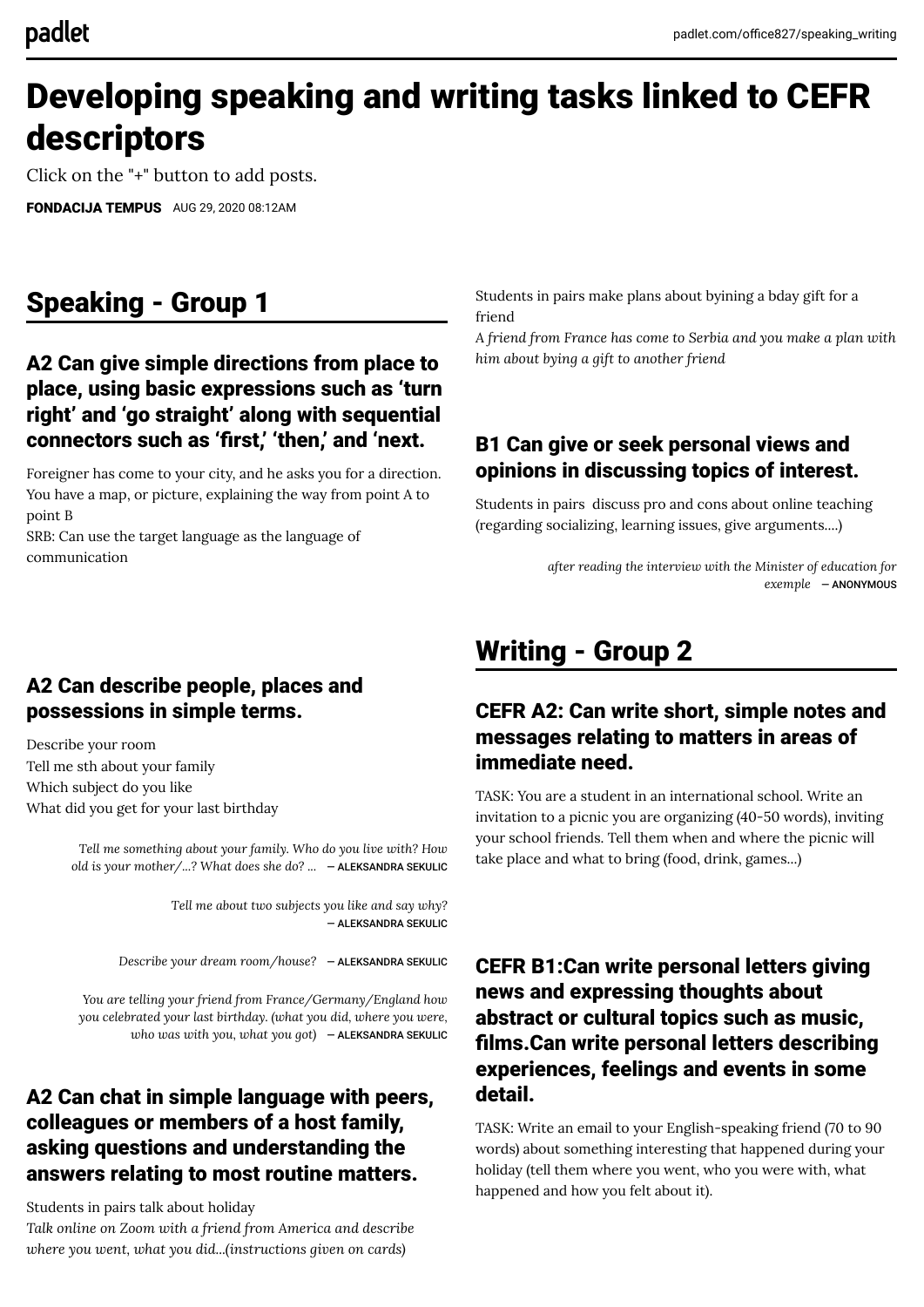# Developing speaking and writing tasks linked to CEFR descriptors

Click on the "+" button to add posts.

**FONDACIJA TEMPUS** AUG 29, 2020 08:12AM

## Speaking - Group 1

### A2 Can give simple directions from place to place, using basic expressions such as 'turn right' and 'go straight' along with sequential connectors such as 'first,' 'then,' and 'next.

Foreigner has come to your city, and he asks you for a direction. You have a map, or picture, explaining the way from point A to point B

SRB: Can use the target language as the language of communication

### A2 Can describe people, places and possessions in simple terms.

Describe your room

Tell me sth about your family

Which subject do you like

What did you get for your last birthday

*Tell me something about your family. Who do you live with? How old is your mother/...? What does she do? ...* — ALEKSANDRA SEKULIC

*Tell me about two subjects you like and say why?* — ALEKSANDRA SEKULIC

*Describe your dream room/house?* — ALEKSANDRA SEKULIC

*You are telling your friend from France/Germany/England how you celebrated your last birthday. (what you did, where you were, who was with you, what you got)* — ALEKSANDRA SEKULIC

### A2 Can chat in simple language with peers, colleagues or members of a host family, asking questions and understanding the answers relating to most routine matters.

Students in pairs talk about holiday

*Talk online on Zoom with a friend from America and describe where you went, what you did...(instructions given on cards)*

Students in pairs make plans about byining a bday gift for a friend

*A friend from France has come to Serbia and you make a plan with him about bying a gift to another friend*

### B1 Can give or seek personal views and opinions in discussing topics of interest.

Students in pairs discuss pro and cons about online teaching (regarding socializing, learning issues, give arguments....)

*after reading the interview with the Minister of education for exemple* — ANONYMOUS

## Writing - Group 2

### CEFR A2: Can write short, simple notes and messages relating to matters in areas of immediate need.

TASK: You are a student in an international school. Write an invitation to a picnic you are organizing (40-50 words), inviting your school friends. Tell them when and where the picnic will take place and what to bring (food, drink, games...)

### CEFR B1:Can write personal letters giving news and expressing thoughts about abstract or cultural topics such as music, films.Can write personal letters describing experiences, feelings and events in some detail.

TASK: Write an email to your English-speaking friend (70 to 90 words) about something interesting that happened during your holiday (tell them where you went, who you were with, what happened and how you felt about it).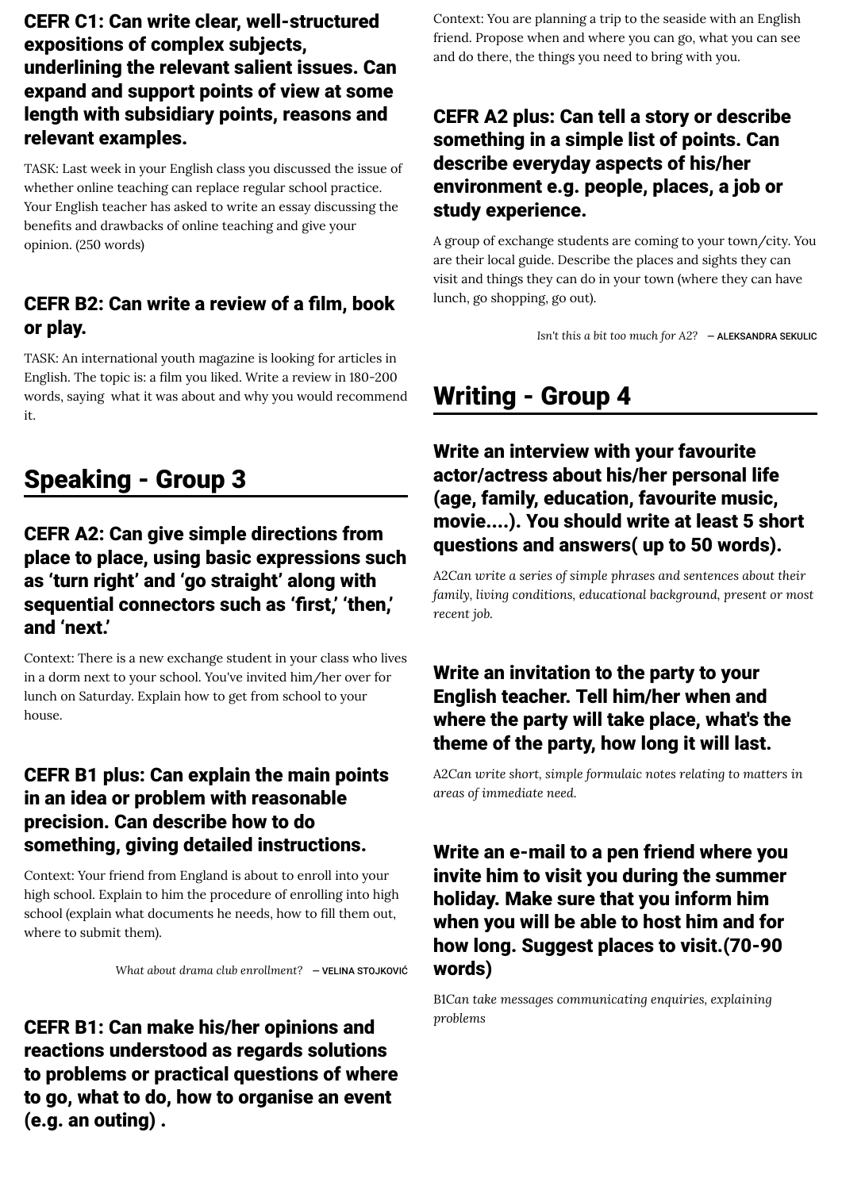### CEFR C1: Can write clear, well-structured expositions of complex subjects, underlining the relevant salient issues. Can expand and support points of view at some length with subsidiary points, reasons and relevant examples.

TASK: Last week in your English class you discussed the issue of whether online teaching can replace regular school practice. Your English teacher has asked to write an essay discussing the benefits and drawbacks of online teaching and give your opinion. (250 words)

### CEFR B2: Can write a review of a film, book or play.

TASK: An international youth magazine is looking for articles in English. The topic is: a film you liked. Write a review in 180-200 words, saying what it was about and why you would recommend it.

## Speaking - Group 3

### CEFR A2: Can give simple directions from place to place, using basic expressions such as 'turn right' and 'go straight' along with sequential connectors such as 'first,' 'then,' and 'next.'

Context: There is a new exchange student in your class who lives in a dorm next to your school. You've invited him/her over for lunch on Saturday. Explain how to get from school to your house.

### CEFR B1 plus: Can explain the main points in an idea or problem with reasonable precision. Can describe how to do something, giving detailed instructions.

Context: Your friend from England is about to enroll into your high school. Explain to him the procedure of enrolling into high school (explain what documents he needs, how to fill them out, where to submit them).

*What about drama club enrollment?* — VELINA STOJKOVIĆ

### CEFR B1: Can make his/her opinions and reactions understood as regards solutions to problems or practical questions of where to go, what to do, how to organise an event (e.g. an outing) .

Context: You are planning a trip to the seaside with an English friend. Propose when and where you can go, what you can see and do there, the things you need to bring with you.

### CEFR A2 plus: Can tell a story or describe something in a simple list of points. Can describe everyday aspects of his/her environment e.g. people, places, a job or study experience.

A group of exchange students are coming to your town/city. You are their local guide. Describe the places and sights they can visit and things they can do in your town (where they can have lunch, go shopping, go out).

*Isn't this a bit too much for A2?* — ALEKSANDRA SEKULIC

## Writing - Group 4

### Write an interview with your favourite actor/actress about his/her personal life (age, family, education, favourite music, movie....). You should write at least 5 short questions and answers( up to 50 words).

A2*Can write a series of simple phrases and sentences about their family, living conditions, educational background, present or most recent job.*

### Write an invitation to the party to your English teacher. Tell him/her when and where the party will take place, what's the theme of the party, how long it will last.

A2*Can write short, simple formulaic notes relating to matters in areas of immediate need.*

### Write an e-mail to a pen friend where you invite him to visit you during the summer holiday. Make sure that you inform him when you will be able to host him and for how long. Suggest places to visit.(70-90 words)

B1*Can take messages communicating enquiries, explaining problems*